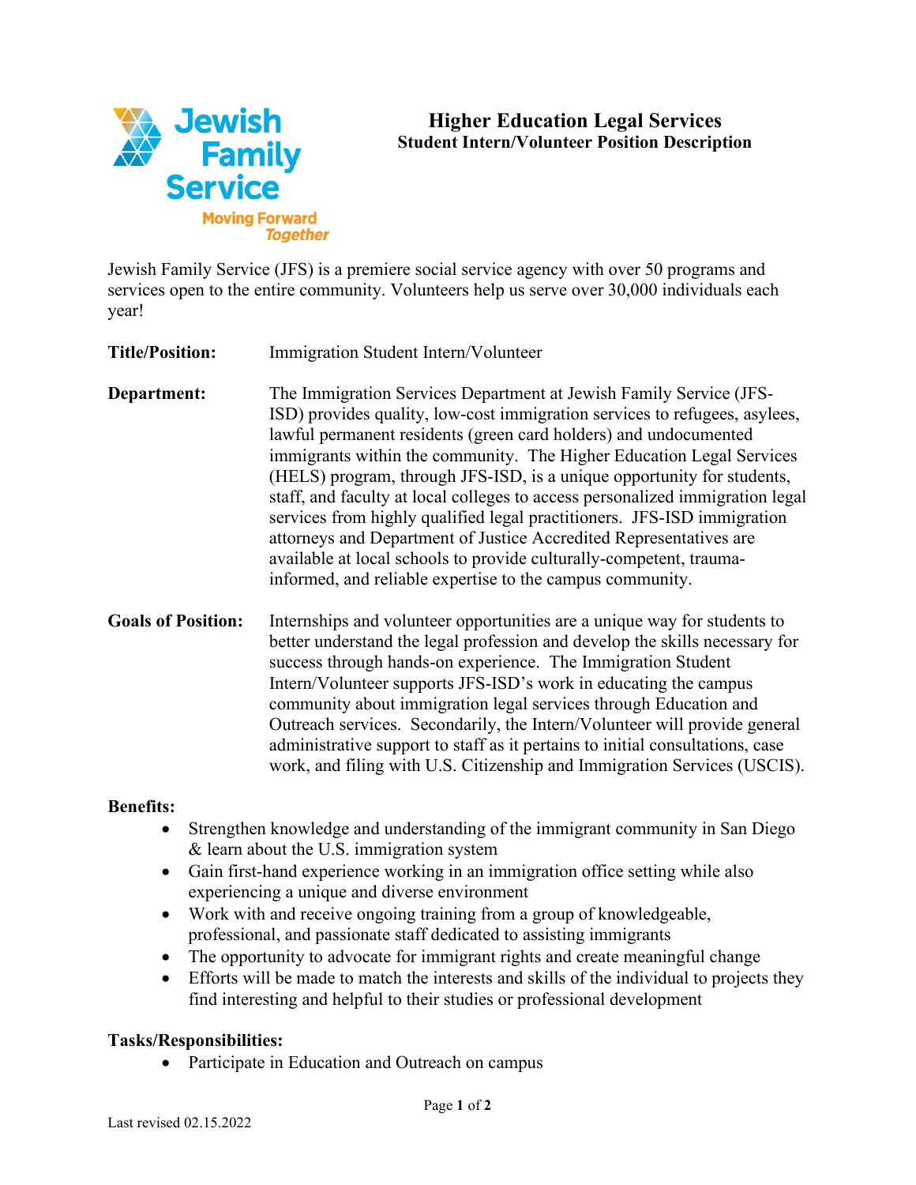Jewish Family Service
Moving Forward Together

# Higher Education Legal Services

## Student Intern/Volunteer Position Description

Jewish Family Service (JFS) is a premiere social service agency with over 50 programs and services open to the entire community. Volunteers help us serve over 30,000 individuals each year!

**Title/Position:** Immigration Student Intern/Volunteer

**Department:** The Immigration Services Department at Jewish Family Service (JFS-ISD) provides quality, low-cost immigration services to refugees, asylees, lawful permanent residents (green card holders) and undocumented immigrants within the community. The Higher Education Legal Services (HELS) program, through JFS-ISD, is a unique opportunity for students, staff, and faculty at local colleges to access personalized immigration legal services from highly qualified legal practitioners. JFS-ISD immigration attorneys and Department of Justice Accredited Representatives are available at local schools to provide culturally-competent, trauma-informed, and reliable expertise to the campus community.

**Goals of Position:** Internships and volunteer opportunities are a unique way for students to better understand the legal profession and develop the skills necessary for success through hands-on experience. The Immigration Student Intern/Volunteer supports JFS-ISD's work in educating the campus community about immigration legal services through Education and Outreach services. Secondarily, the Intern/Volunteer will provide general administrative support to staff as it pertains to initial consultations, case work, and filing with U.S. Citizenship and Immigration Services (USCIS).

**Benefits:**

- Strengthen knowledge and understanding of the immigrant community in San Diego & learn about the U.S. immigration system
- Gain first-hand experience working in an immigration office setting while also experiencing a unique and diverse environment
- Work with and receive ongoing training from a group of knowledgeable, professional, and passionate staff dedicated to assisting immigrants
- The opportunity to advocate for immigrant rights and create meaningful change
- Efforts will be made to match the interests and skills of the individual to projects they find interesting and helpful to their studies or professional development

**Tasks/Responsibilities:**

- Participate in Education and Outreach on campus

Last revised 02.15.2022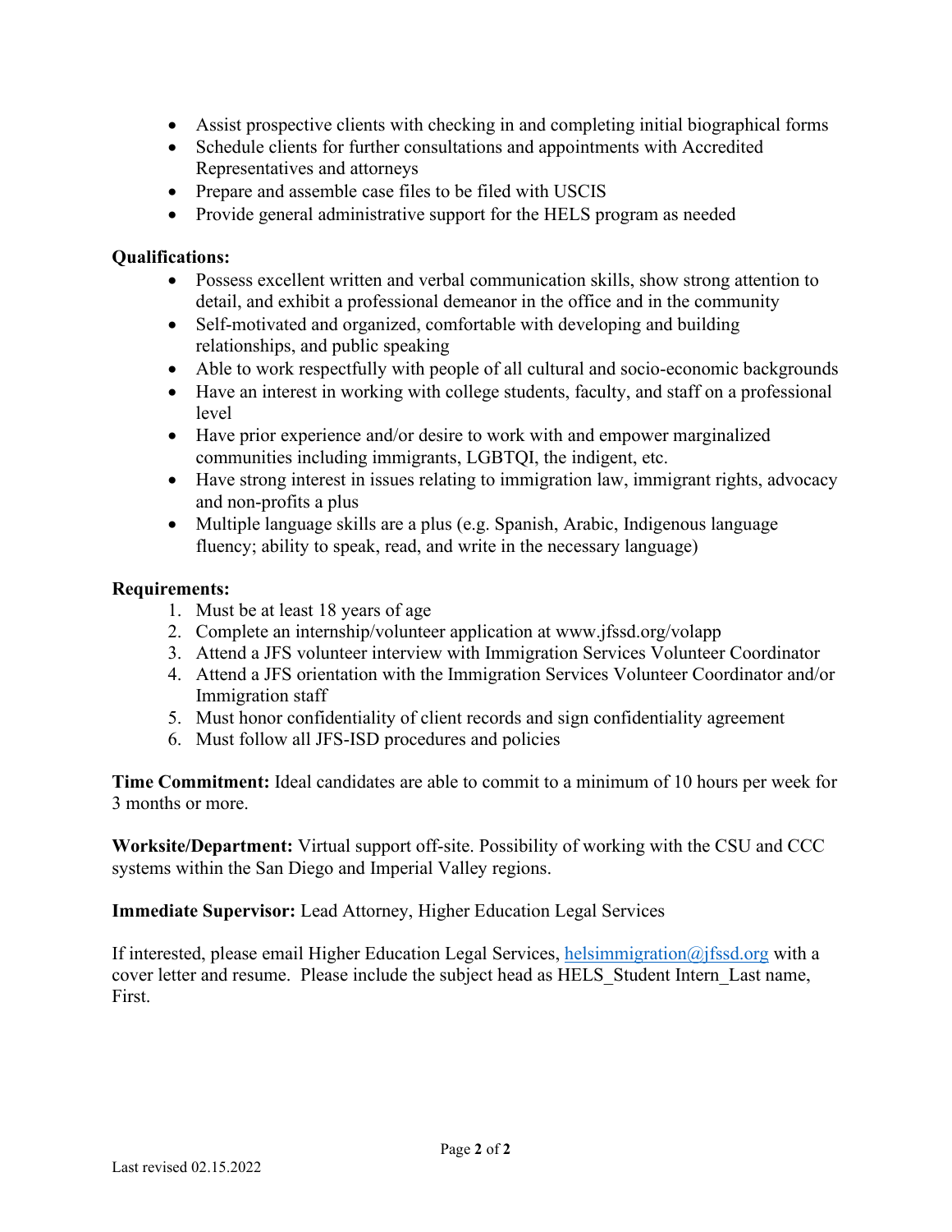- Assist prospective clients with checking in and completing initial biographical forms
- Schedule clients for further consultations and appointments with Accredited Representatives and attorneys
- Prepare and assemble case files to be filed with USCIS
- Provide general administrative support for the HELS program as needed

**Qualifications:**

- Possess excellent written and verbal communication skills, show strong attention to detail, and exhibit a professional demeanor in the office and in the community
- Self-motivated and organized, comfortable with developing and building relationships, and public speaking
- Able to work respectfully with people of all cultural and socio-economic backgrounds
- Have an interest in working with college students, faculty, and staff on a professional level
- Have prior experience and/or desire to work with and empower marginalized communities including immigrants, LGBTQI, the indigent, etc.
- Have strong interest in issues relating to immigration law, immigrant rights, advocacy and non-profits a plus
- Multiple language skills are a plus (e.g. Spanish, Arabic, Indigenous language fluency; ability to speak, read, and write in the necessary language)

**Requirements:**

1. Must be at least 18 years of age
2. Complete an internship/volunteer application at www.jfssd.org/volapp
3. Attend a JFS volunteer interview with Immigration Services Volunteer Coordinator
4. Attend a JFS orientation with the Immigration Services Volunteer Coordinator and/or Immigration staff
5. Must honor confidentiality of client records and sign confidentiality agreement
6. Must follow all JFS-ISD procedures and policies

**Time Commitment:** Ideal candidates are able to commit to a minimum of 10 hours per week for 3 months or more.

**Worksite/Department:** Virtual support off-site. Possibility of working with the CSU and CCC systems within the San Diego and Imperial Valley regions.

**Immediate Supervisor:** Lead Attorney, Higher Education Legal Services

If interested, please email Higher Education Legal Services, helsimmigration@jfssd.org with a cover letter and resume. Please include the subject head as HELS_Student Intern_Last name, First.

Last revised 02.15.2022